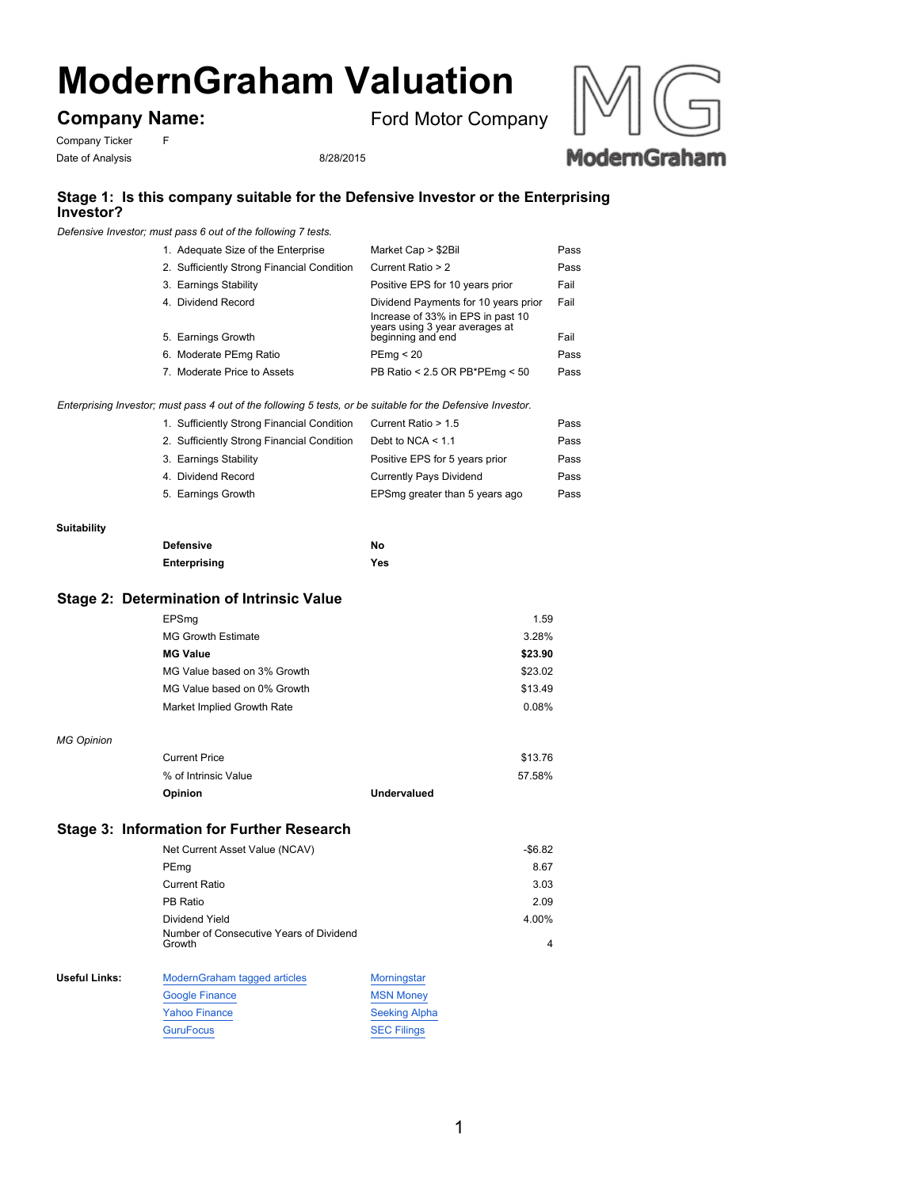# ModernGraham Valuation

## Company Name: Ford Motor Company

Company Ticker F

Date of Analysis 8/28/2015

## Stage 1: Is this company suitable for the Defensive Investor or the Enterprising Investor?

*Defensive Investor; must pass 6 out of the following 7 tests.*

| Test | Criteria | Result |
|---|---|---|
| 1. Adequate Size of the Enterprise | Market Cap > $2Bil | Pass |
| 2. Sufficiently Strong Financial Condition | Current Ratio > 2 | Pass |
| 3. Earnings Stability | Positive EPS for 10 years prior | Fail |
| 4. Dividend Record | Dividend Payments for 10 years prior | Fail |
| 5. Earnings Growth | Increase of 33% in EPS in past 10 years using 3 year averages at beginning and end | Fail |
| 6. Moderate PEmg Ratio | PEmg < 20 | Pass |
| 7. Moderate Price to Assets | PB Ratio < 2.5 OR PB*PEmg < 50 | Pass |

*Enterprising Investor; must pass 4 out of the following 5 tests, or be suitable for the Defensive Investor.*

| Test | Criteria | Result |
|---|---|---|
| 1. Sufficiently Strong Financial Condition | Current Ratio > 1.5 | Pass |
| 2. Sufficiently Strong Financial Condition | Debt to NCA < 1.1 | Pass |
| 3. Earnings Stability | Positive EPS for 5 years prior | Pass |
| 4. Dividend Record | Currently Pays Dividend | Pass |
| 5. Earnings Growth | EPSmg greater than 5 years ago | Pass |

**Suitability**

| | |
|---|---|
| **Defensive** | **No** |
| **Enterprising** | **Yes** |

## Stage 2: Determination of Intrinsic Value

| | |
|---|---|
| EPSmg | 1.59 |
| MG Growth Estimate | 3.28% |
| **MG Value** | **$23.90** |
| MG Value based on 3% Growth | $23.02 |
| MG Value based on 0% Growth | $13.49 |
| Market Implied Growth Rate | 0.08% |

*MG Opinion*

| | |
|---|---|
| Current Price | $13.76 |
| % of Intrinsic Value | 57.58% |
| **Opinion** | **Undervalued** |

## Stage 3: Information for Further Research

| | |
|---|---|
| Net Current Asset Value (NCAV) | -$6.82 |
| PEmg | 8.67 |
| Current Ratio | 3.03 |
| PB Ratio | 2.09 |
| Dividend Yield | 4.00% |
| Number of Consecutive Years of Dividend Growth | 4 |

**Useful Links:**

| | |
|---|---|
| ModernGraham tagged articles | Morningstar |
| Google Finance | MSN Money |
| Yahoo Finance | Seeking Alpha |
| GuruFocus | SEC Filings |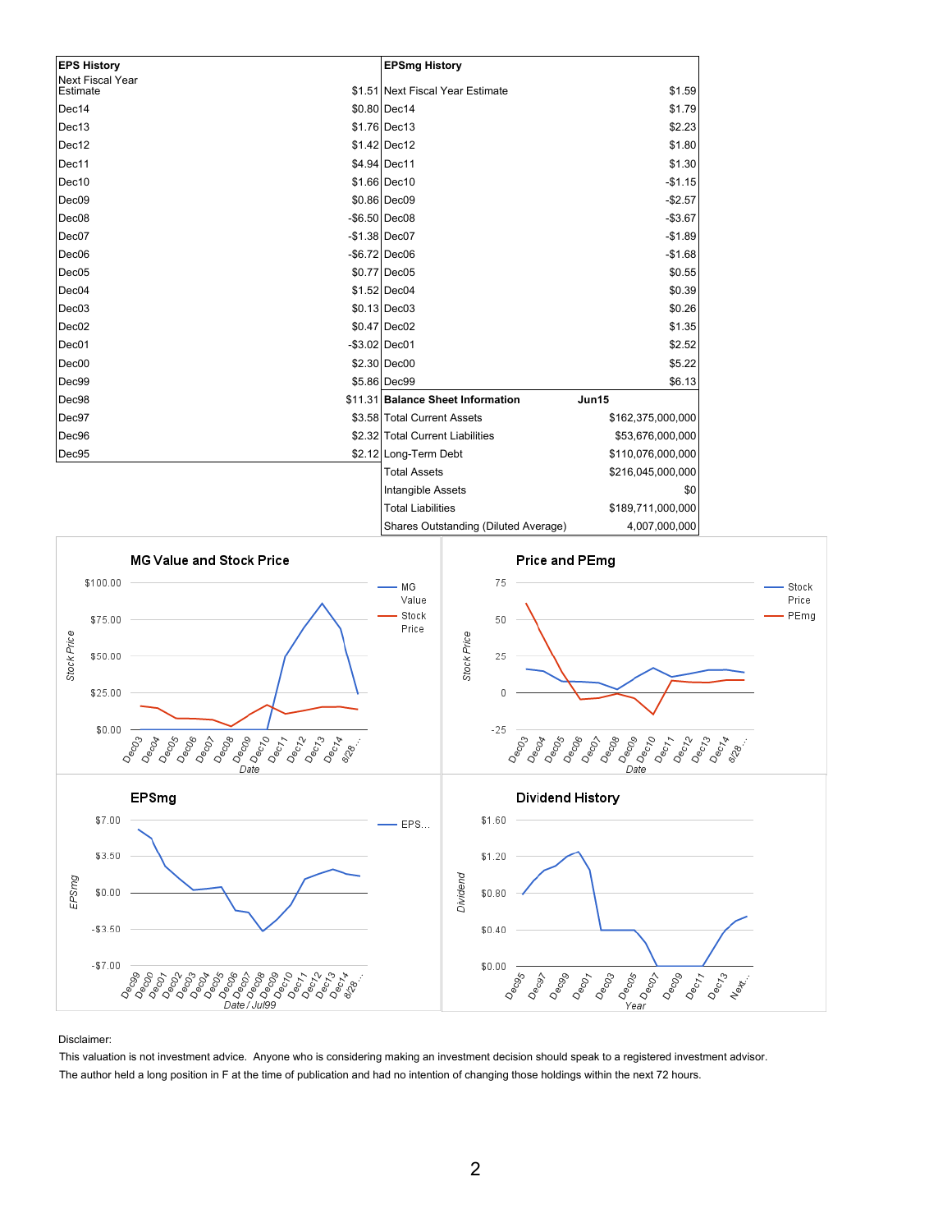| EPS History | |
|---|---|
| Next Fiscal Year Estimate | $1.51 |
| Dec14 | $0.80 |
| Dec13 | $1.76 |
| Dec12 | $1.42 |
| Dec11 | $4.94 |
| Dec10 | $1.66 |
| Dec09 | $0.86 |
| Dec08 | -$6.50 |
| Dec07 | -$1.38 |
| Dec06 | -$6.72 |
| Dec05 | $0.77 |
| Dec04 | $1.52 |
| Dec03 | $0.13 |
| Dec02 | $0.47 |
| Dec01 | -$3.02 |
| Dec00 | $2.30 |
| Dec99 | $5.86 |
| Dec98 | $11.31 |
| Dec97 | $3.58 |
| Dec96 | $2.32 |
| Dec95 | $2.12 |

| EPSmg History | |
|---|---|
| Next Fiscal Year Estimate | $1.59 |
| Dec14 | $1.79 |
| Dec13 | $2.23 |
| Dec12 | $1.80 |
| Dec11 | $1.30 |
| Dec10 | -$1.15 |
| Dec09 | -$2.57 |
| Dec08 | -$3.67 |
| Dec07 | -$1.89 |
| Dec06 | -$1.68 |
| Dec05 | $0.55 |
| Dec04 | $0.39 |
| Dec03 | $0.26 |
| Dec02 | $1.35 |
| Dec01 | $2.52 |
| Dec00 | $5.22 |
| Dec99 | $6.13 |

| Balance Sheet Information | Jun15 |
|---|---|
| Total Current Assets | $162,375,000,000 |
| Total Current Liabilities | $53,676,000,000 |
| Long-Term Debt | $110,076,000,000 |
| Total Assets | $216,045,000,000 |
| Intangible Assets | $0 |
| Total Liabilities | $189,711,000,000 |
| Shares Outstanding (Diluted Average) | 4,007,000,000 |

Disclaimer:

This valuation is not investment advice. Anyone who is considering making an investment decision should speak to a registered investment advisor.

The author held a long position in F at the time of publication and had no intention of changing those holdings within the next 72 hours.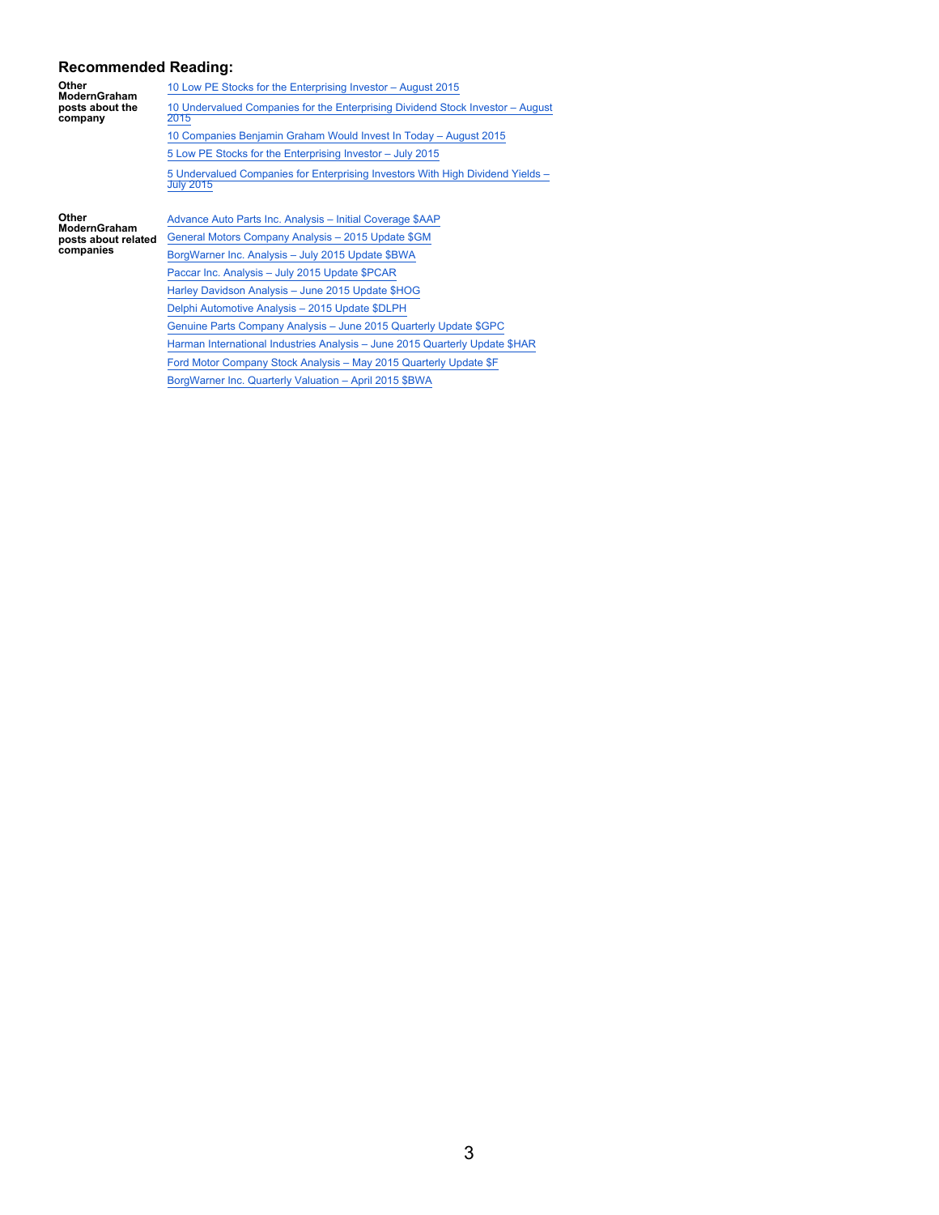## Recommended Reading:

| | |
|---|---|
| **Other ModernGraham posts about the company** | 10 Low PE Stocks for the Enterprising Investor – August 2015 |
| | 10 Undervalued Companies for the Enterprising Dividend Stock Investor – August 2015 |
| | 10 Companies Benjamin Graham Would Invest In Today – August 2015 |
| | 5 Low PE Stocks for the Enterprising Investor – July 2015 |
| | 5 Undervalued Companies for Enterprising Investors With High Dividend Yields – July 2015 |
| **Other ModernGraham posts about related companies** | Advance Auto Parts Inc. Analysis – Initial Coverage $AAP |
| | General Motors Company Analysis – 2015 Update $GM |
| | BorgWarner Inc. Analysis – July 2015 Update $BWA |
| | Paccar Inc. Analysis – July 2015 Update $PCAR |
| | Harley Davidson Analysis – June 2015 Update $HOG |
| | Delphi Automotive Analysis – 2015 Update $DLPH |
| | Genuine Parts Company Analysis – June 2015 Quarterly Update $GPC |
| | Harman International Industries Analysis – June 2015 Quarterly Update $HAR |
| | Ford Motor Company Stock Analysis – May 2015 Quarterly Update $F |
| | BorgWarner Inc. Quarterly Valuation – April 2015 $BWA |